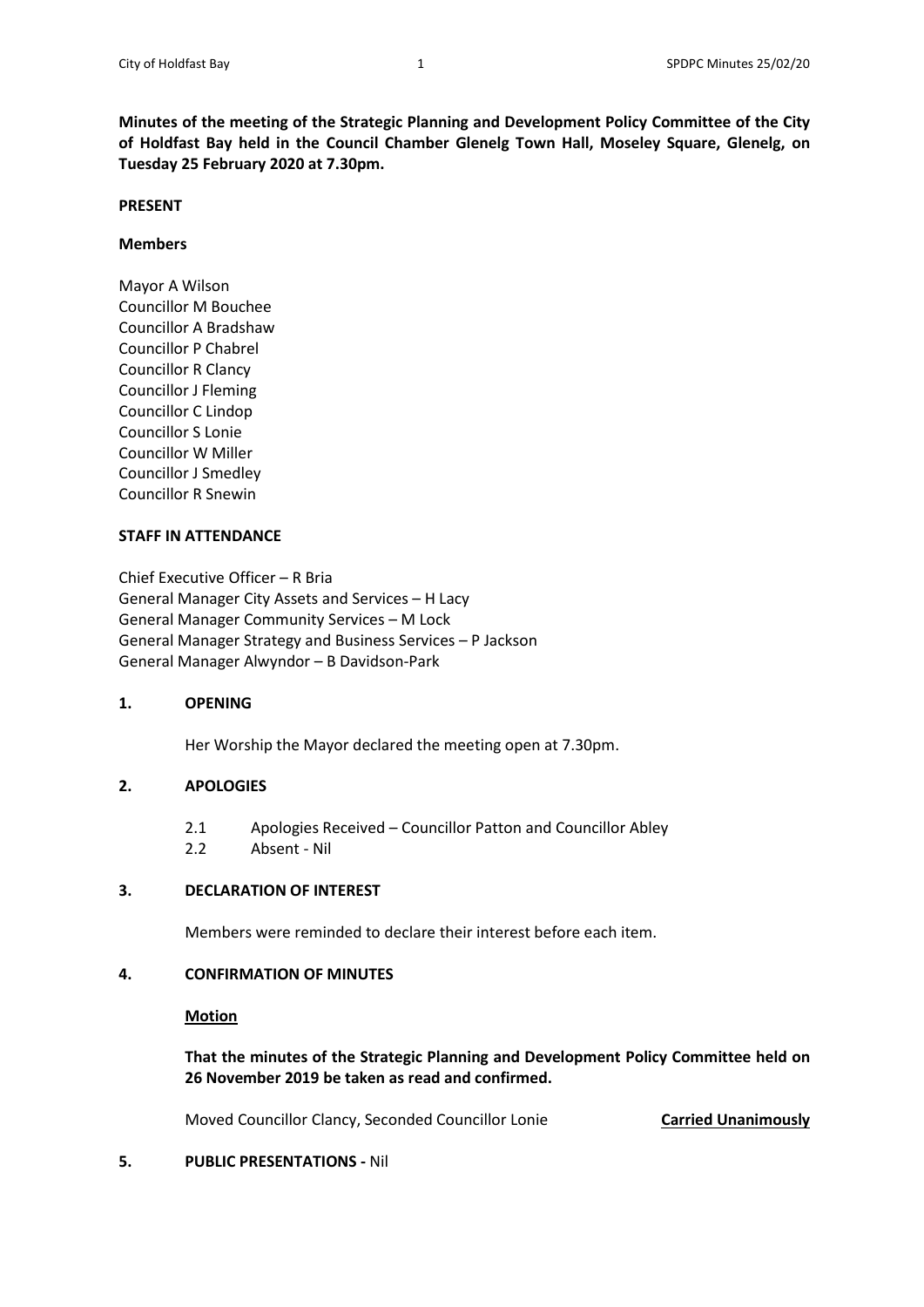**Minutes of the meeting of the Strategic Planning and Development Policy Committee of the City of Holdfast Bay held in the Council Chamber Glenelg Town Hall, Moseley Square, Glenelg, on Tuesday 25 February 2020 at 7.30pm.**

**PRESENT**

**Members**

Mayor A Wilson
Councillor M Bouchee
Councillor A Bradshaw
Councillor P Chabrel
Councillor R Clancy
Councillor J Fleming
Councillor C Lindop
Councillor S Lonie
Councillor W Miller
Councillor J Smedley
Councillor R Snewin

**STAFF IN ATTENDANCE**

Chief Executive Officer – R Bria
General Manager City Assets and Services – H Lacy
General Manager Community Services – M Lock
General Manager Strategy and Business Services – P Jackson
General Manager Alwyndor – B Davidson-Park

**1. OPENING**

Her Worship the Mayor declared the meeting open at 7.30pm.

**2. APOLOGIES**

2.1 Apologies Received – Councillor Patton and Councillor Abley
2.2 Absent - Nil

**3. DECLARATION OF INTEREST**

Members were reminded to declare their interest before each item.

**4. CONFIRMATION OF MINUTES**

**Motion**

**That the minutes of the Strategic Planning and Development Policy Committee held on 26 November 2019 be taken as read and confirmed.**

Moved Councillor Clancy, Seconded Councillor Lonie **Carried Unanimously**

**5. PUBLIC PRESENTATIONS -** Nil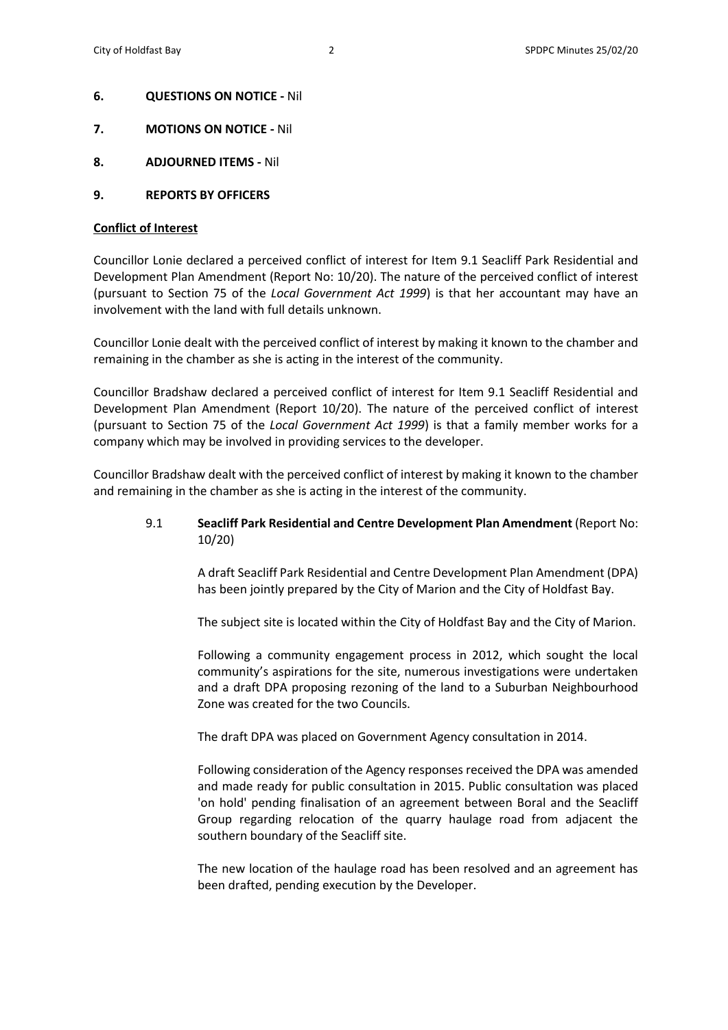**6. QUESTIONS ON NOTICE -** Nil

**7. MOTIONS ON NOTICE -** Nil

**8. ADJOURNED ITEMS -** Nil

**9. REPORTS BY OFFICERS**

**Conflict of Interest**

Councillor Lonie declared a perceived conflict of interest for Item 9.1 Seacliff Park Residential and Development Plan Amendment (Report No: 10/20). The nature of the perceived conflict of interest (pursuant to Section 75 of the *Local Government Act 1999*) is that her accountant may have an involvement with the land with full details unknown.

Councillor Lonie dealt with the perceived conflict of interest by making it known to the chamber and remaining in the chamber as she is acting in the interest of the community.

Councillor Bradshaw declared a perceived conflict of interest for Item 9.1 Seacliff Residential and Development Plan Amendment (Report 10/20). The nature of the perceived conflict of interest (pursuant to Section 75 of the *Local Government Act 1999*) is that a family member works for a company which may be involved in providing services to the developer.

Councillor Bradshaw dealt with the perceived conflict of interest by making it known to the chamber and remaining in the chamber as she is acting in the interest of the community.

9.1 **Seacliff Park Residential and Centre Development Plan Amendment** (Report No: 10/20)

A draft Seacliff Park Residential and Centre Development Plan Amendment (DPA) has been jointly prepared by the City of Marion and the City of Holdfast Bay.

The subject site is located within the City of Holdfast Bay and the City of Marion.

Following a community engagement process in 2012, which sought the local community's aspirations for the site, numerous investigations were undertaken and a draft DPA proposing rezoning of the land to a Suburban Neighbourhood Zone was created for the two Councils.

The draft DPA was placed on Government Agency consultation in 2014.

Following consideration of the Agency responses received the DPA was amended and made ready for public consultation in 2015. Public consultation was placed 'on hold' pending finalisation of an agreement between Boral and the Seacliff Group regarding relocation of the quarry haulage road from adjacent the southern boundary of the Seacliff site.

The new location of the haulage road has been resolved and an agreement has been drafted, pending execution by the Developer.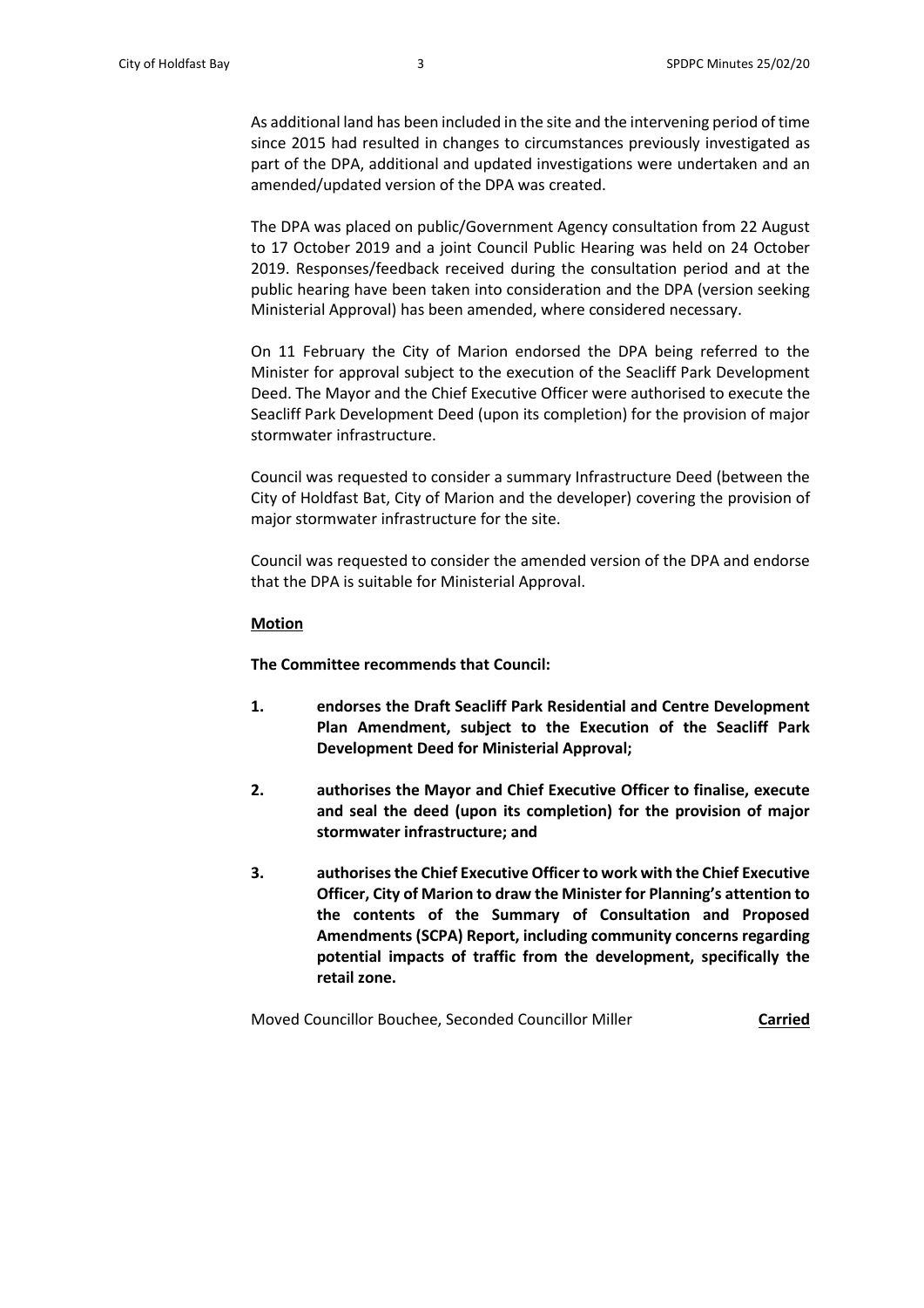As additional land has been included in the site and the intervening period of time since 2015 had resulted in changes to circumstances previously investigated as part of the DPA, additional and updated investigations were undertaken and an amended/updated version of the DPA was created.

The DPA was placed on public/Government Agency consultation from 22 August to 17 October 2019 and a joint Council Public Hearing was held on 24 October 2019. Responses/feedback received during the consultation period and at the public hearing have been taken into consideration and the DPA (version seeking Ministerial Approval) has been amended, where considered necessary.

On 11 February the City of Marion endorsed the DPA being referred to the Minister for approval subject to the execution of the Seacliff Park Development Deed. The Mayor and the Chief Executive Officer were authorised to execute the Seacliff Park Development Deed (upon its completion) for the provision of major stormwater infrastructure.

Council was requested to consider a summary Infrastructure Deed (between the City of Holdfast Bat, City of Marion and the developer) covering the provision of major stormwater infrastructure for the site.

Council was requested to consider the amended version of the DPA and endorse that the DPA is suitable for Ministerial Approval.

**Motion**

**The Committee recommends that Council:**

1. **endorses the Draft Seacliff Park Residential and Centre Development Plan Amendment, subject to the Execution of the Seacliff Park Development Deed for Ministerial Approval;**

2. **authorises the Mayor and Chief Executive Officer to finalise, execute and seal the deed (upon its completion) for the provision of major stormwater infrastructure; and**

3. **authorises the Chief Executive Officer to work with the Chief Executive Officer, City of Marion to draw the Minister for Planning's attention to the contents of the Summary of Consultation and Proposed Amendments (SCPA) Report, including community concerns regarding potential impacts of traffic from the development, specifically the retail zone.**

Moved Councillor Bouchee, Seconded Councillor Miller **Carried**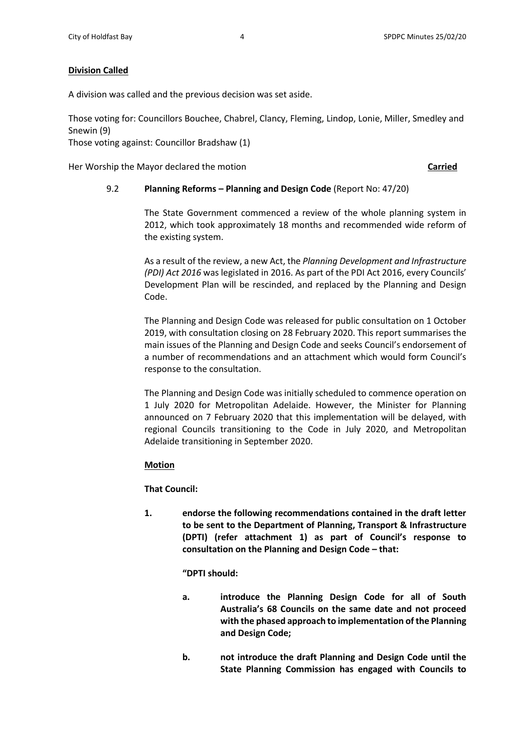**Division Called**

A division was called and the previous decision was set aside.

Those voting for: Councillors Bouchee, Chabrel, Clancy, Fleming, Lindop, Lonie, Miller, Smedley and Snewin (9)
Those voting against: Councillor Bradshaw (1)

Her Worship the Mayor declared the motion **Carried**

9.2 **Planning Reforms – Planning and Design Code** (Report No: 47/20)

The State Government commenced a review of the whole planning system in 2012, which took approximately 18 months and recommended wide reform of the existing system.

As a result of the review, a new Act, the *Planning Development and Infrastructure (PDI) Act 2016* was legislated in 2016. As part of the PDI Act 2016, every Councils' Development Plan will be rescinded, and replaced by the Planning and Design Code.

The Planning and Design Code was released for public consultation on 1 October 2019, with consultation closing on 28 February 2020. This report summarises the main issues of the Planning and Design Code and seeks Council's endorsement of a number of recommendations and an attachment which would form Council's response to the consultation.

The Planning and Design Code was initially scheduled to commence operation on 1 July 2020 for Metropolitan Adelaide. However, the Minister for Planning announced on 7 February 2020 that this implementation will be delayed, with regional Councils transitioning to the Code in July 2020, and Metropolitan Adelaide transitioning in September 2020.

**Motion**

**That Council:**

**1. endorse the following recommendations contained in the draft letter to be sent to the Department of Planning, Transport & Infrastructure (DPTI) (refer attachment 1) as part of Council's response to consultation on the Planning and Design Code – that:**

**"DPTI should:**

**a. introduce the Planning Design Code for all of South Australia's 68 Councils on the same date and not proceed with the phased approach to implementation of the Planning and Design Code;**

**b. not introduce the draft Planning and Design Code until the State Planning Commission has engaged with Councils to**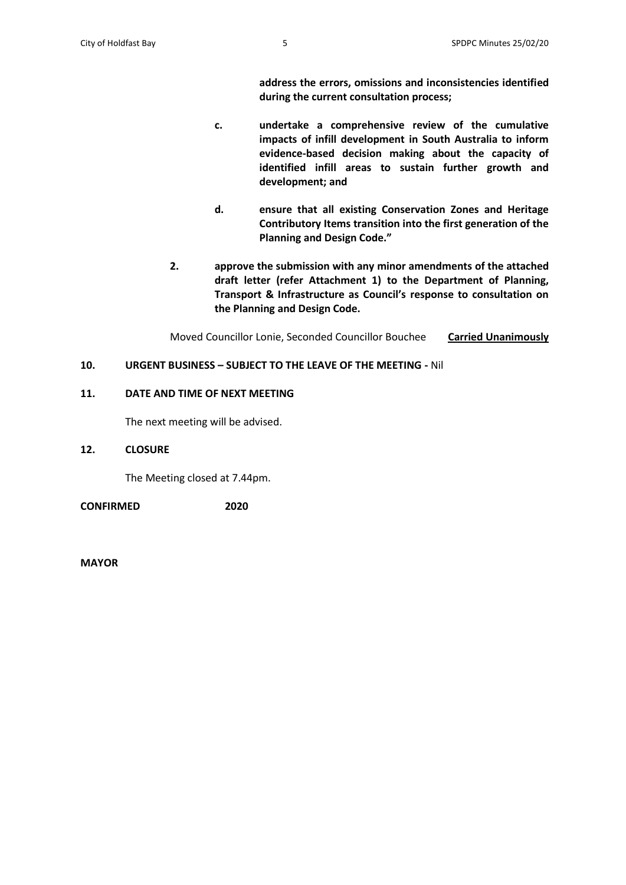**address the errors, omissions and inconsistencies identified during the current consultation process;**

**c. undertake a comprehensive review of the cumulative impacts of infill development in South Australia to inform evidence-based decision making about the capacity of identified infill areas to sustain further growth and development; and**

**d. ensure that all existing Conservation Zones and Heritage Contributory Items transition into the first generation of the Planning and Design Code."**

**2. approve the submission with any minor amendments of the attached draft letter (refer Attachment 1) to the Department of Planning, Transport & Infrastructure as Council's response to consultation on the Planning and Design Code.**

Moved Councillor Lonie, Seconded Councillor Bouchee **Carried Unanimously**

**10. URGENT BUSINESS – SUBJECT TO THE LEAVE OF THE MEETING -** Nil

**11. DATE AND TIME OF NEXT MEETING**

The next meeting will be advised.

**12. CLOSURE**

The Meeting closed at 7.44pm.

**CONFIRMED 2020**

**MAYOR**